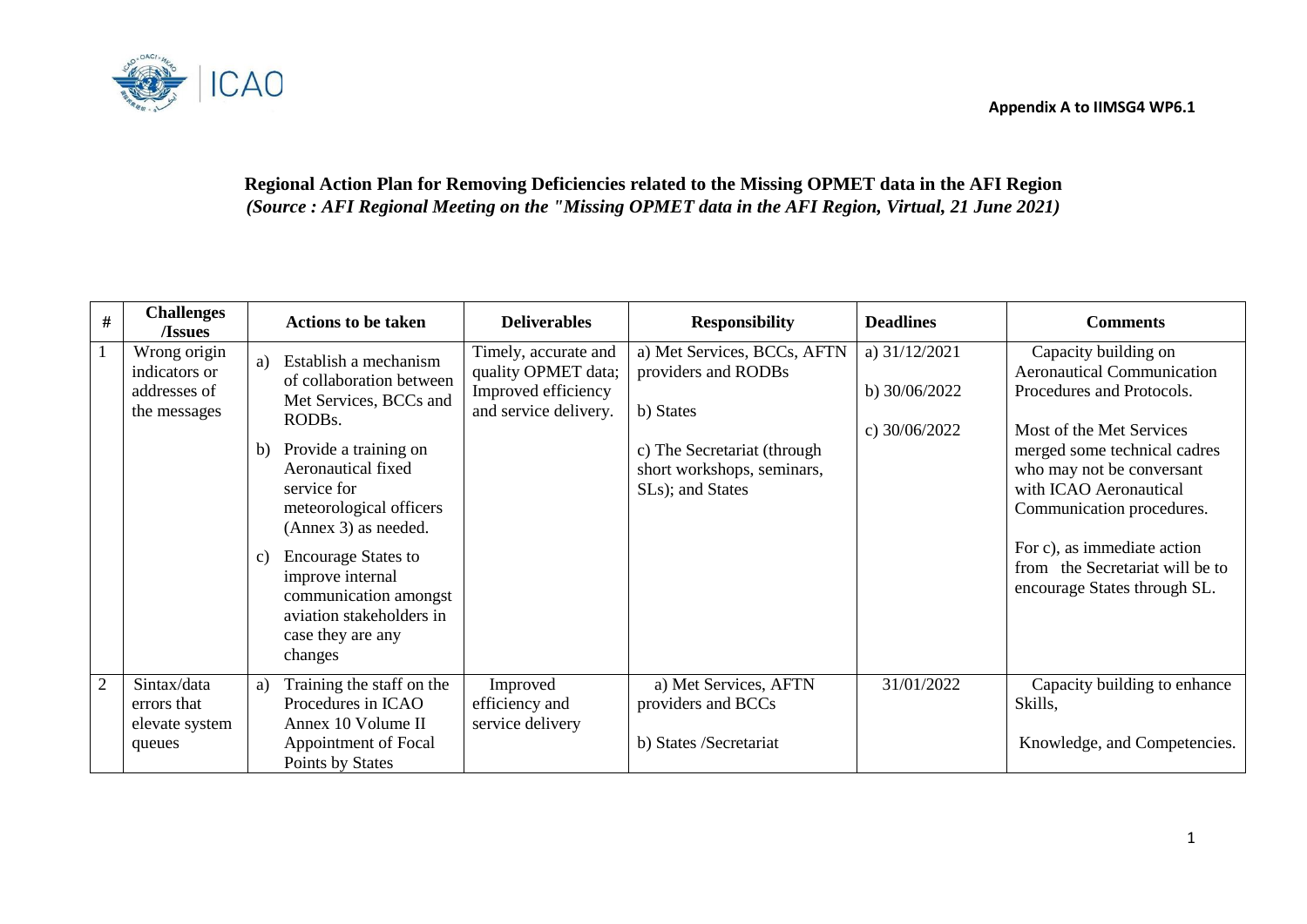Appendix A to IIMSG4 WP6.1

## Regional Action Plan for Removing Deficiencies related to the Missing OPMET data in the AFI Region

***(Source : AFI Regional Meeting on the "Missing OPMET data in the AFI Region, Virtual, 21 June 2021)***

| # | Challenges /Issues | Actions to be taken | Deliverables | Responsibility | Deadlines | Comments |
|---|---|---|---|---|---|---|
| 1 | Wrong origin indicators or addresses of the messages | a) Establish a mechanism of collaboration between Met Services, BCCs and RODBs.<br>b) Provide a training on Aeronautical fixed service for meteorological officers (Annex 3) as needed.<br>c) Encourage States to improve internal communication amongst aviation stakeholders in case they are any changes | Timely, accurate and quality OPMET data; Improved efficiency and service delivery. | a) Met Services, BCCs, AFTN providers and RODBs<br>b) States<br>c) The Secretariat (through short workshops, seminars, SLs); and States | a) 31/12/2021<br>b) 30/06/2022<br>c) 30/06/2022 | Capacity building on Aeronautical Communication Procedures and Protocols.<br>Most of the Met Services merged some technical cadres who may not be conversant with ICAO Aeronautical Communication procedures.<br>For c), as immediate action from the Secretariat will be to encourage States through SL. |
| 2 | Sintax/data errors that elevate system queues | a) Training the staff on the Procedures in ICAO Annex 10 Volume II Appointment of Focal Points by States | Improved efficiency and service delivery | a) Met Services, AFTN providers and BCCs<br>b) States /Secretariat | 31/01/2022 | Capacity building to enhance Skills,<br>Knowledge, and Competencies. |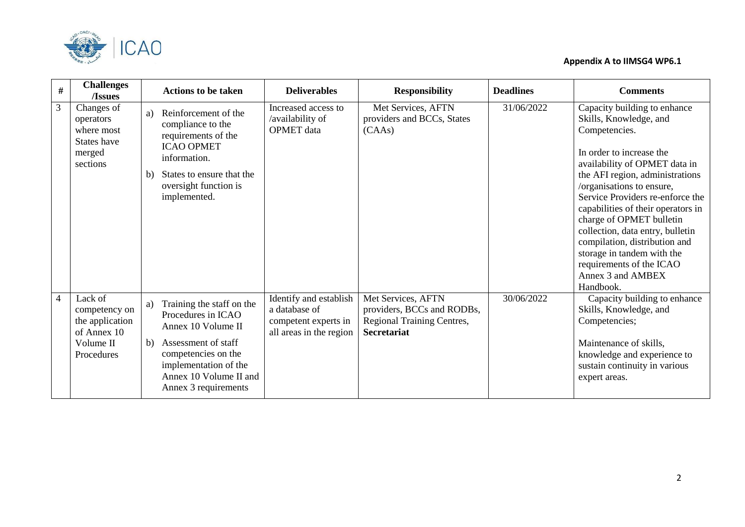Appendix A to IIMSG4 WP6.1

| # | Challenges /Issues | Actions to be taken | Deliverables | Responsibility | Deadlines | Comments |
|---|---|---|---|---|---|---|
| 3 | Changes of operators where most States have merged sections | a) Reinforcement of the compliance to the requirements of the ICAO OPMET information.<br>b) States to ensure that the oversight function is implemented. | Increased access to /availability of OPMET data | Met Services, AFTN providers and BCCs, States (CAAs) | 31/06/2022 | Capacity building to enhance Skills, Knowledge, and Competencies.<br><br>In order to increase the availability of OPMET data in the AFI region, administrations /organisations to ensure, Service Providers re-enforce the capabilities of their operators in charge of OPMET bulletin collection, data entry, bulletin compilation, distribution and storage in tandem with the requirements of the ICAO Annex 3 and AMBEX Handbook. |
| 4 | Lack of competency on the application of Annex 10 Volume II Procedures | a) Training the staff on the Procedures in ICAO Annex 10 Volume II<br>b) Assessment of staff competencies on the implementation of the Annex 10 Volume II and Annex 3 requirements | Identify and establish a database of competent experts in all areas in the region | Met Services, AFTN providers, BCCs and RODBs, Regional Training Centres, **Secretariat** | 30/06/2022 | Capacity building to enhance Skills, Knowledge, and Competencies;<br><br>Maintenance of skills, knowledge and experience to sustain continuity in various expert areas. |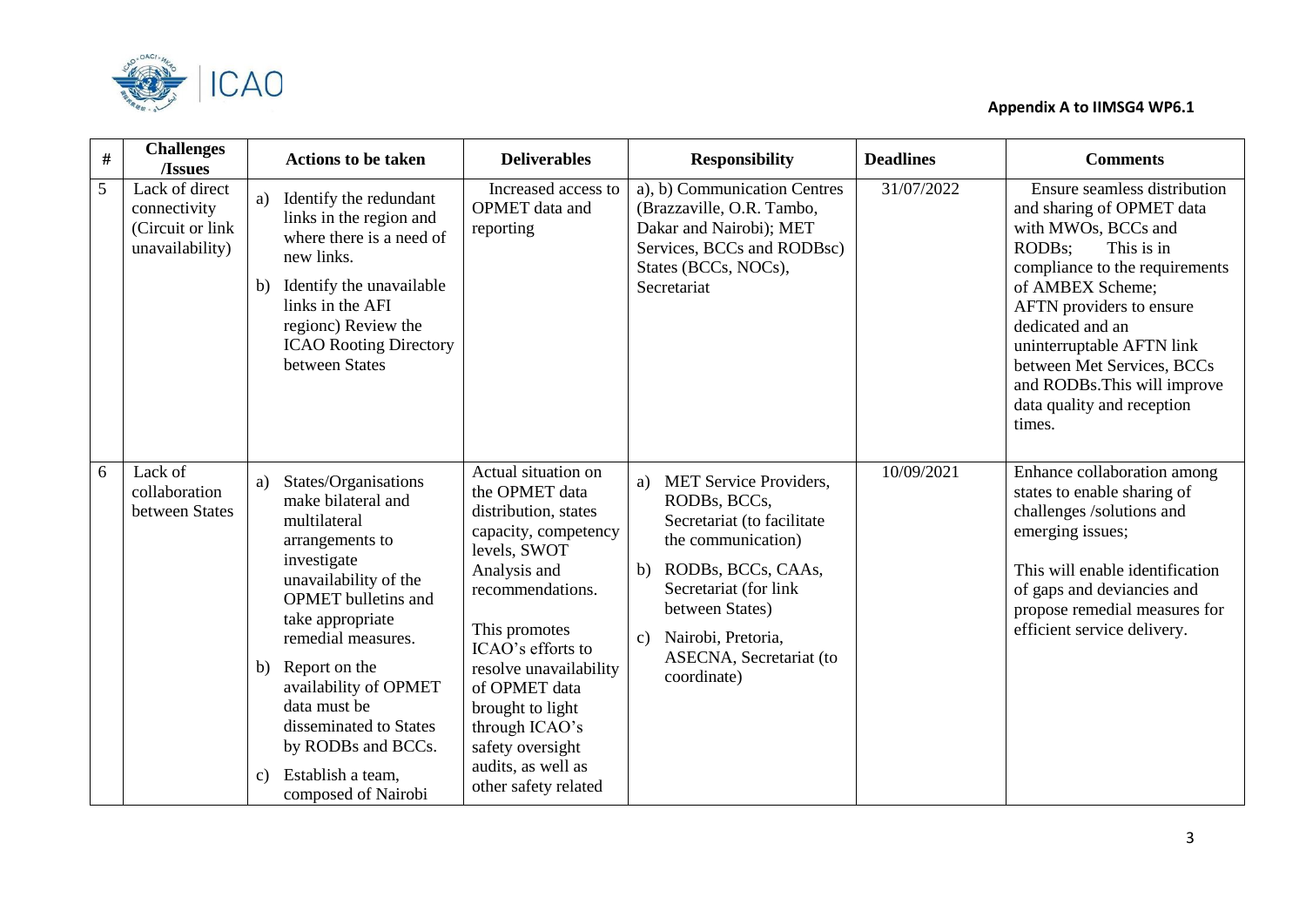**Appendix A to IIMSG4 WP6.1**

| # | Challenges /Issues | Actions to be taken | Deliverables | Responsibility | Deadlines | Comments |
|---|---|---|---|---|---|---|
| 5 | Lack of direct connectivity (Circuit or link unavailability) | a) Identify the redundant links in the region and where there is a need of new links.<br>b) Identify the unavailable links in the AFI regionc) Review the ICAO Rooting Directory between States | Increased access to OPMET data and reporting | a), b) Communication Centres (Brazzaville, O.R. Tambo, Dakar and Nairobi); MET Services, BCCs and RODBsc) States (BCCs, NOCs), Secretariat | 31/07/2022 | Ensure seamless distribution and sharing of OPMET data with MWOs, BCCs and RODBs; This is in compliance to the requirements of AMBEX Scheme; AFTN providers to ensure dedicated and an uninterruptable AFTN link between Met Services, BCCs and RODBs.This will improve data quality and reception times. |
| 6 | Lack of collaboration between States | a) States/Organisations make bilateral and multilateral arrangements to investigate unavailability of the OPMET bulletins and take appropriate remedial measures.<br>b) Report on the availability of OPMET data must be disseminated to States by RODBs and BCCs.<br>c) Establish a team, composed of Nairobi | Actual situation on the OPMET data distribution, states capacity, competency levels, SWOT Analysis and recommendations.<br><br>This promotes ICAO's efforts to resolve unavailability of OPMET data brought to light through ICAO's safety oversight audits, as well as other safety related | a) MET Service Providers, RODBs, BCCs, Secretariat (to facilitate the communication)<br>b) RODBs, BCCs, CAAs, Secretariat (for link between States)<br>c) Nairobi, Pretoria, ASECNA, Secretariat (to coordinate) | 10/09/2021 | Enhance collaboration among states to enable sharing of challenges /solutions and emerging issues;<br><br>This will enable identification of gaps and deviancies and propose remedial measures for efficient service delivery. |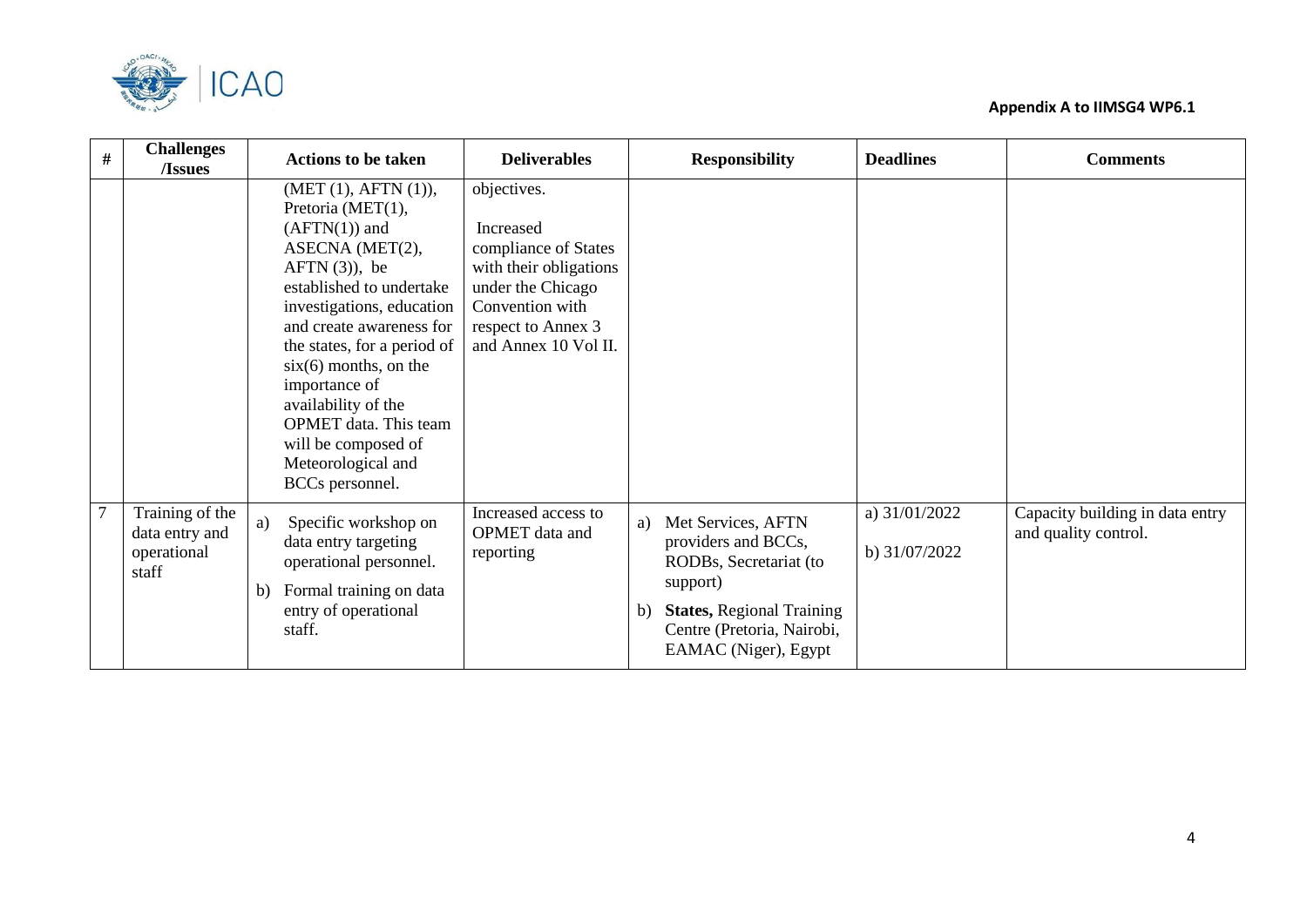| # | Challenges /Issues | Actions to be taken | Deliverables | Responsibility | Deadlines | Comments |
|---|---|---|---|---|---|---|
| | | (MET (1), AFTN (1)), Pretoria (MET(1), (AFTN(1)) and ASECNA (MET(2), AFTN (3)), be established to undertake investigations, education and create awareness for the states, for a period of six(6) months, on the importance of availability of the OPMET data. This team will be composed of Meteorological and BCCs personnel. | objectives.<br><br>Increased compliance of States with their obligations under the Chicago Convention with respect to Annex 3 and Annex 10 Vol II. | | | |
| 7 | Training of the data entry and operational staff | a) Specific workshop on data entry targeting operational personnel.<br>b) Formal training on data entry of operational staff. | Increased access to OPMET data and reporting | a) Met Services, AFTN providers and BCCs, RODBs, Secretariat (to support)<br>b) **States,** Regional Training Centre (Pretoria, Nairobi, EAMAC (Niger), Egypt | a) 31/01/2022<br>b) 31/07/2022 | Capacity building in data entry and quality control. |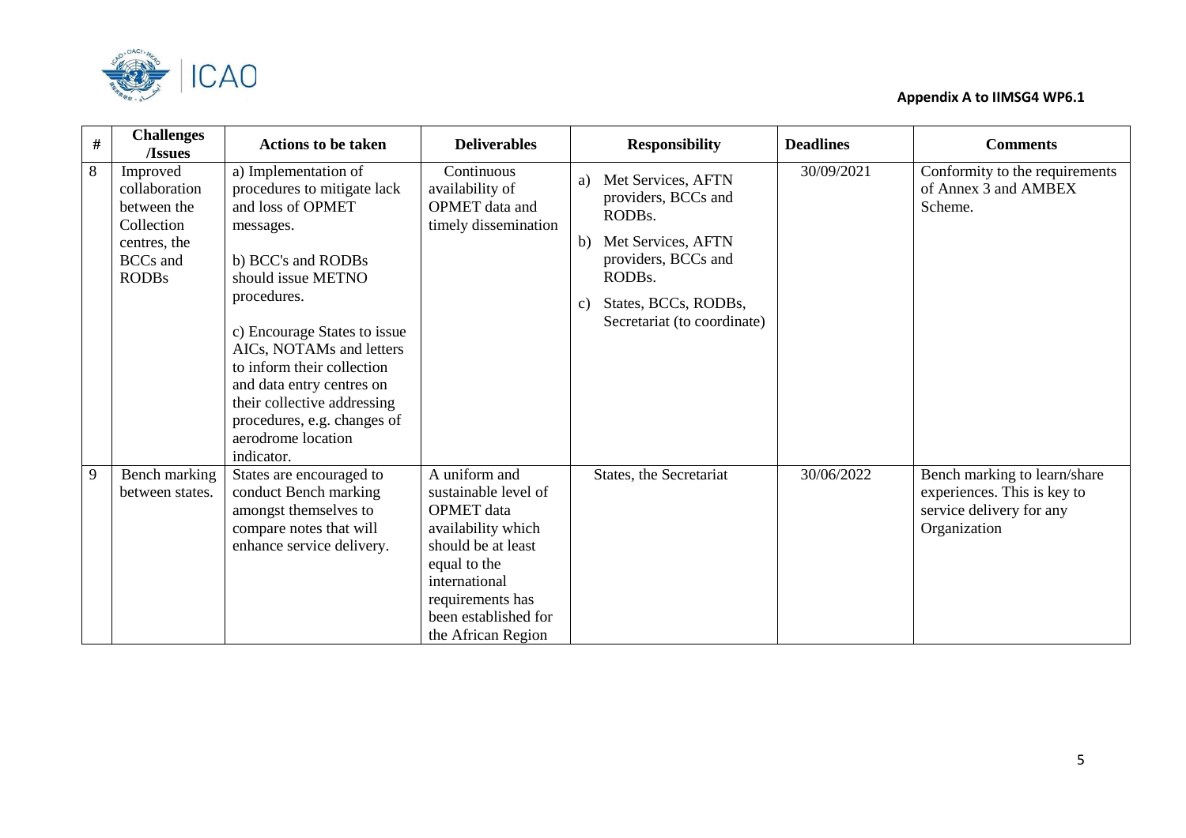| # | Challenges /Issues | Actions to be taken | Deliverables | Responsibility | Deadlines | Comments |
|---|---|---|---|---|---|---|
| 8 | Improved collaboration between the Collection centres, the BCCs and RODBs | a) Implementation of procedures to mitigate lack and loss of OPMET messages.<br><br>b) BCC's and RODBs should issue METNO procedures.<br><br>c) Encourage States to issue AICs, NOTAMs and letters to inform their collection and data entry centres on their collective addressing procedures, e.g. changes of aerodrome location indicator. | Continuous availability of OPMET data and timely dissemination | a) Met Services, AFTN providers, BCCs and RODBs.<br><br>b) Met Services, AFTN providers, BCCs and RODBs.<br><br>c) States, BCCs, RODBs, Secretariat (to coordinate) | 30/09/2021 | Conformity to the requirements of Annex 3 and AMBEX Scheme. |
| 9 | Bench marking between states. | States are encouraged to conduct Bench marking amongst themselves to compare notes that will enhance service delivery. | A uniform and sustainable level of OPMET data availability which should be at least equal to the international requirements has been established for the African Region | States, the Secretariat | 30/06/2022 | Bench marking to learn/share experiences. This is key to service delivery for any Organization |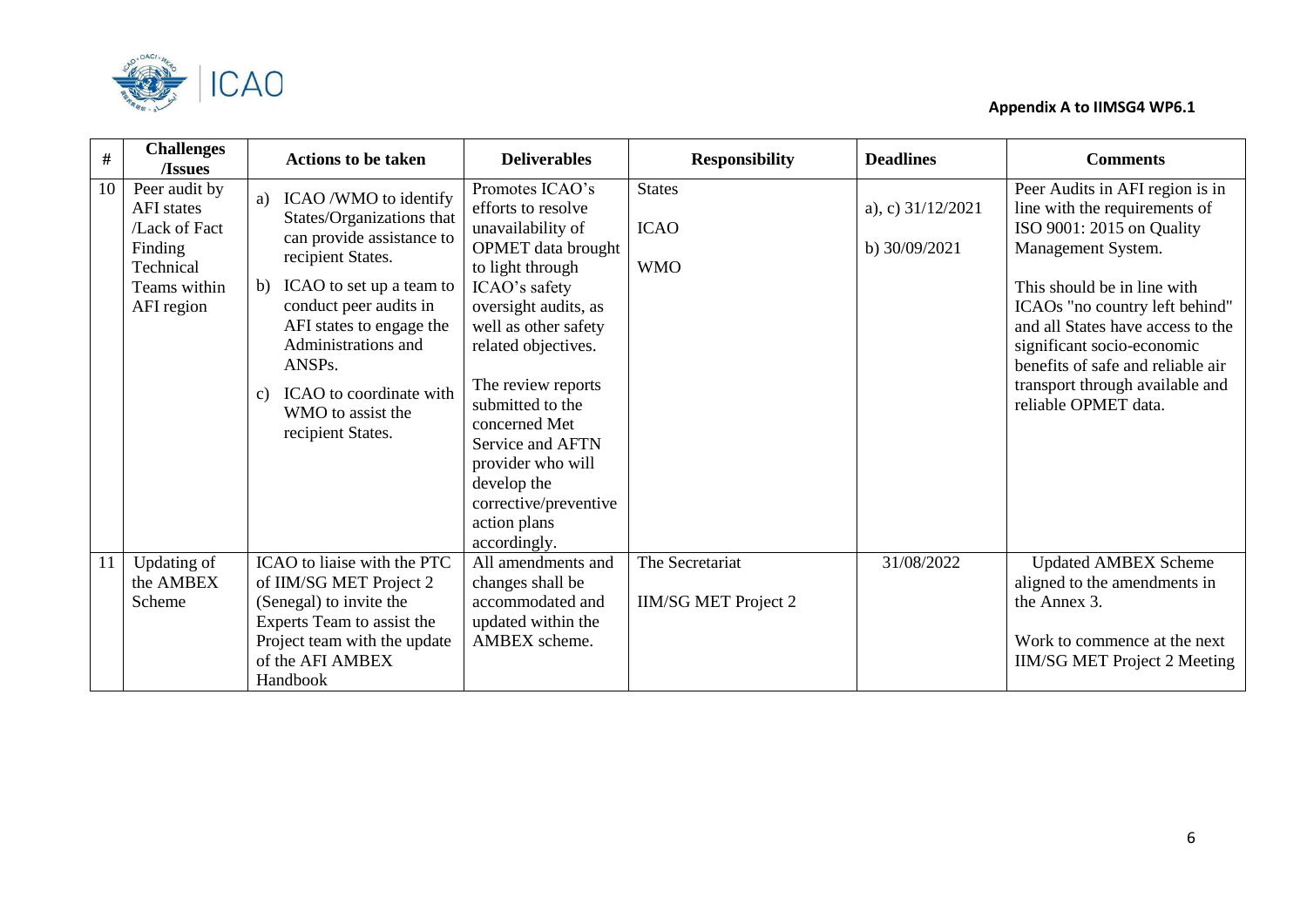**Appendix A to IIMSG4 WP6.1**

| # | Challenges /Issues | Actions to be taken | Deliverables | Responsibility | Deadlines | Comments |
|---|---|---|---|---|---|---|
| 10 | Peer audit by AFI states /Lack of Fact Finding Technical Teams within AFI region | a) ICAO /WMO to identify States/Organizations that can provide assistance to recipient States.<br>b) ICAO to set up a team to conduct peer audits in AFI states to engage the Administrations and ANSPs.<br>c) ICAO to coordinate with WMO to assist the recipient States. | Promotes ICAO's efforts to resolve unavailability of OPMET data brought to light through ICAO's safety oversight audits, as well as other safety related objectives.<br><br>The review reports submitted to the concerned Met Service and AFTN provider who will develop the corrective/preventive action plans accordingly. | States<br><br>ICAO<br><br>WMO | a), c) 31/12/2021<br><br>b) 30/09/2021 | Peer Audits in AFI region is in line with the requirements of ISO 9001: 2015 on Quality Management System.<br><br>This should be in line with ICAOs "no country left behind" and all States have access to the significant socio-economic benefits of safe and reliable air transport through available and reliable OPMET data. |
| 11 | Updating of the AMBEX Scheme | ICAO to liaise with the PTC of IIM/SG MET Project 2 (Senegal) to invite the Experts Team to assist the Project team with the update of the AFI AMBEX Handbook | All amendments and changes shall be accommodated and updated within the AMBEX scheme. | The Secretariat<br><br>IIM/SG MET Project 2 | 31/08/2022 | Updated AMBEX Scheme aligned to the amendments in the Annex 3.<br><br>Work to commence at the next IIM/SG MET Project 2 Meeting |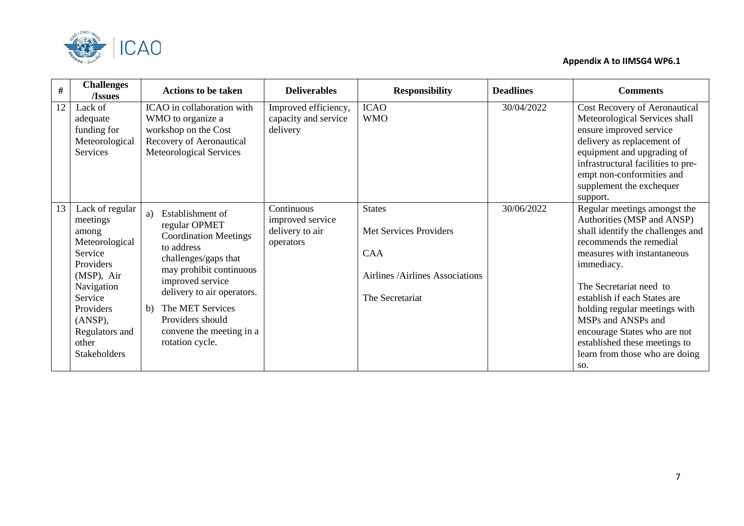**Appendix A to IIMSG4 WP6.1**

| # | Challenges /Issues | Actions to be taken | Deliverables | Responsibility | Deadlines | Comments |
|---|---|---|---|---|---|---|
| 12 | Lack of adequate funding for Meteorological Services | ICAO in collaboration with WMO to organize a workshop on the Cost Recovery of Aeronautical Meteorological Services | Improved efficiency, capacity and service delivery | ICAO<br>WMO | 30/04/2022 | Cost Recovery of Aeronautical Meteorological Services shall ensure improved service delivery as replacement of equipment and upgrading of infrastructural facilities to pre-empt non-conformities and supplement the exchequer support. |
| 13 | Lack of regular meetings among Meteorological Service Providers (MSP), Air Navigation Service Providers (ANSP), Regulators and other Stakeholders | a) Establishment of regular OPMET Coordination Meetings to address challenges/gaps that may prohibit continuous improved service delivery to air operators.<br>b) The MET Services Providers should convene the meeting in a rotation cycle. | Continuous improved service delivery to air operators | States<br>Met Services Providers<br>CAA<br>Airlines /Airlines Associations<br>The Secretariat | 30/06/2022 | Regular meetings amongst the Authorities (MSP and ANSP) shall identify the challenges and recommends the remedial measures with instantaneous immediacy.<br><br>The Secretariat need to establish if each States are holding regular meetings with MSPs and ANSPs and encourage States who are not established these meetings to learn from those who are doing so. |